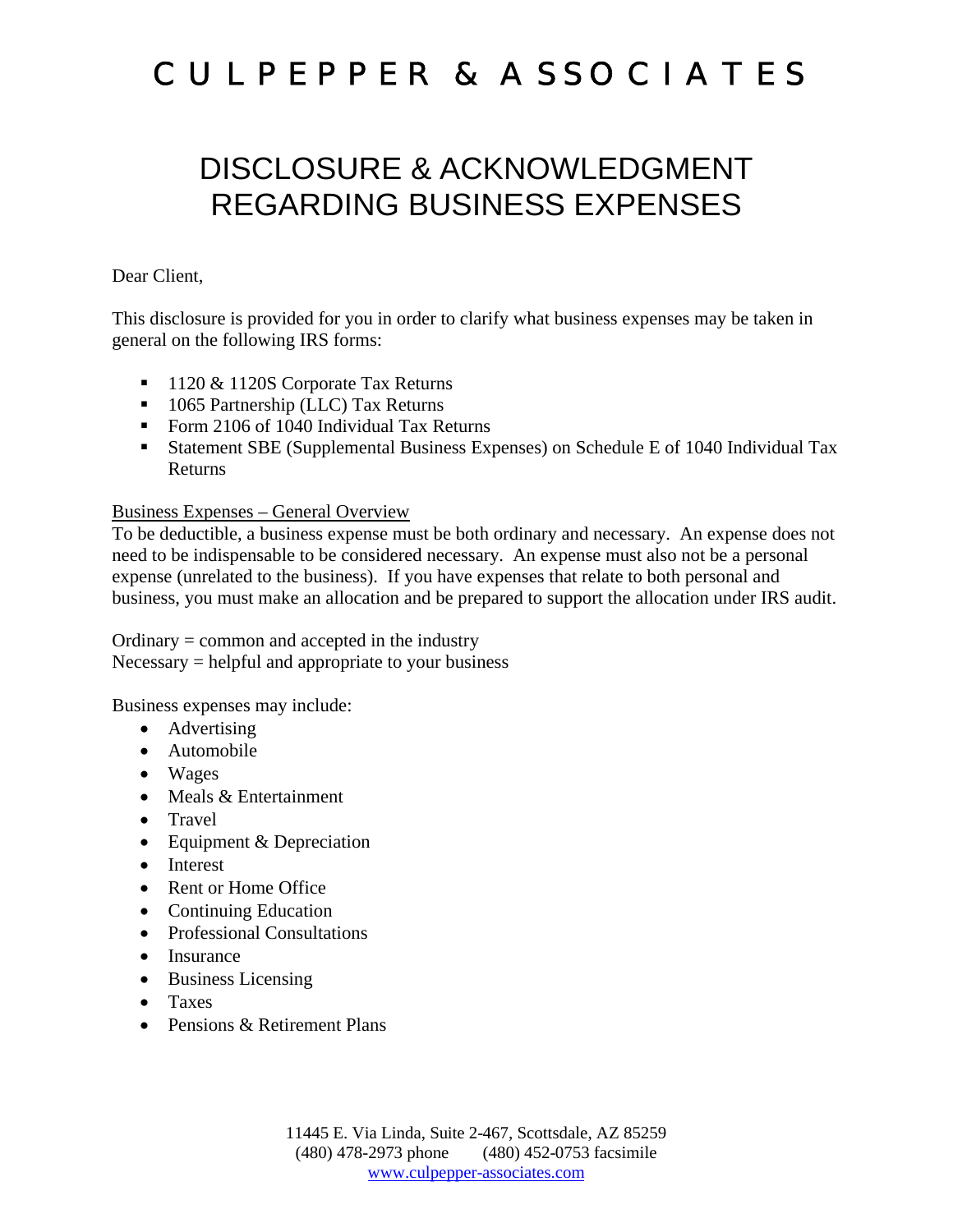# CULPEPPER & ASSOCIATES

## DISCLOSURE & ACKNOWLEDGMENT REGARDING BUSINESS EXPENSES

Dear Client,

This disclosure is provided for you in order to clarify what business expenses may be taken in general on the following IRS forms:

- 1120 & 1120S Corporate Tax Returns
- 1065 Partnership (LLC) Tax Returns
- Form 2106 of 1040 Individual Tax Returns
- Statement SBE (Supplemental Business Expenses) on Schedule E of 1040 Individual Tax Returns

Business Expenses – General Overview

To be deductible, a business expense must be both ordinary and necessary. An expense does not need to be indispensable to be considered necessary. An expense must also not be a personal expense (unrelated to the business). If you have expenses that relate to both personal and business, you must make an allocation and be prepared to support the allocation under IRS audit.

Ordinary = common and accepted in the industry
Necessary = helpful and appropriate to your business

Business expenses may include:

- Advertising
- Automobile
- Wages
- Meals & Entertainment
- Travel
- Equipment & Depreciation
- Interest
- Rent or Home Office
- Continuing Education
- Professional Consultations
- Insurance
- Business Licensing
- Taxes
- Pensions & Retirement Plans

11445 E. Via Linda, Suite 2-467, Scottsdale, AZ 85259
(480) 478-2973 phone (480) 452-0753 facsimile
www.culpepper-associates.com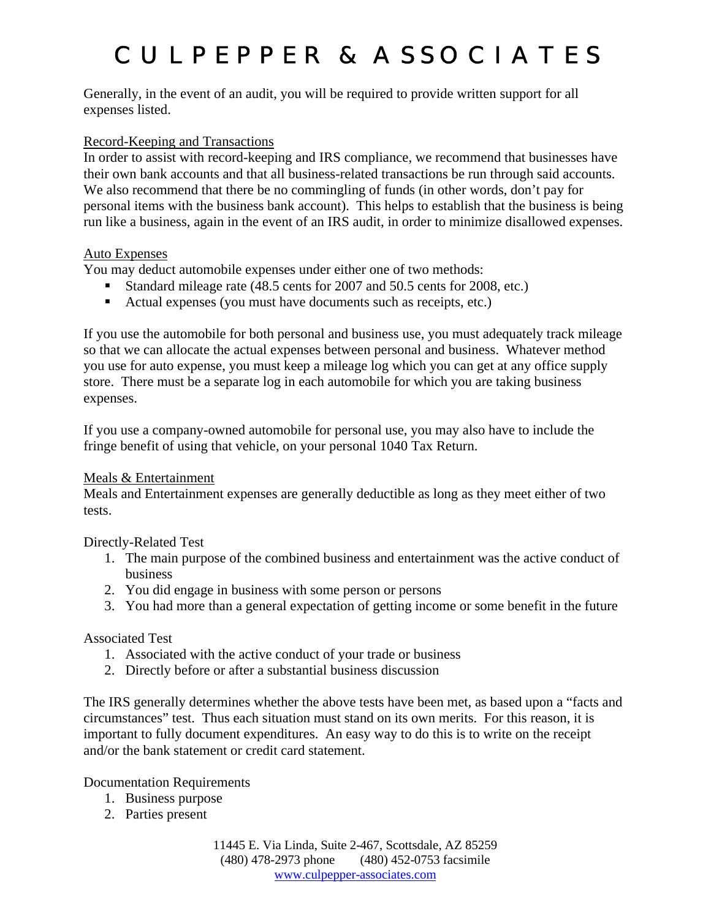Generally, in the event of an audit, you will be required to provide written support for all expenses listed.

Record-Keeping and Transactions

In order to assist with record-keeping and IRS compliance, we recommend that businesses have their own bank accounts and that all business-related transactions be run through said accounts. We also recommend that there be no commingling of funds (in other words, don't pay for personal items with the business bank account). This helps to establish that the business is being run like a business, again in the event of an IRS audit, in order to minimize disallowed expenses.

Auto Expenses

You may deduct automobile expenses under either one of two methods:

- Standard mileage rate (48.5 cents for 2007 and 50.5 cents for 2008, etc.)
- Actual expenses (you must have documents such as receipts, etc.)

If you use the automobile for both personal and business use, you must adequately track mileage so that we can allocate the actual expenses between personal and business. Whatever method you use for auto expense, you must keep a mileage log which you can get at any office supply store. There must be a separate log in each automobile for which you are taking business expenses.

If you use a company-owned automobile for personal use, you may also have to include the fringe benefit of using that vehicle, on your personal 1040 Tax Return.

Meals & Entertainment

Meals and Entertainment expenses are generally deductible as long as they meet either of two tests.

Directly-Related Test

1. The main purpose of the combined business and entertainment was the active conduct of business
2. You did engage in business with some person or persons
3. You had more than a general expectation of getting income or some benefit in the future

Associated Test

1. Associated with the active conduct of your trade or business
2. Directly before or after a substantial business discussion

The IRS generally determines whether the above tests have been met, as based upon a "facts and circumstances" test. Thus each situation must stand on its own merits. For this reason, it is important to fully document expenditures. An easy way to do this is to write on the receipt and/or the bank statement or credit card statement.

Documentation Requirements

1. Business purpose
2. Parties present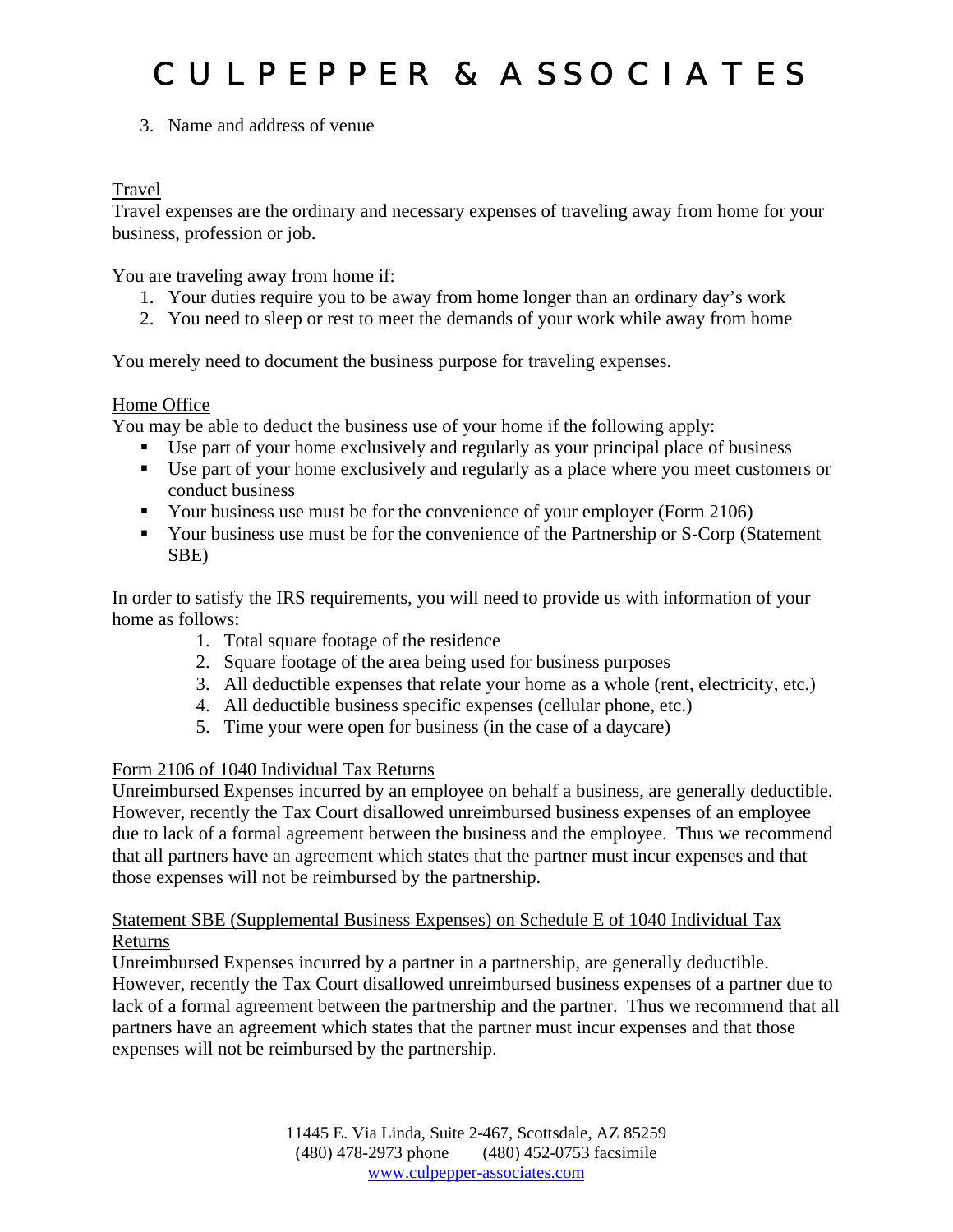3. Name and address of venue

Travel

Travel expenses are the ordinary and necessary expenses of traveling away from home for your business, profession or job.

You are traveling away from home if:

1. Your duties require you to be away from home longer than an ordinary day's work
2. You need to sleep or rest to meet the demands of your work while away from home

You merely need to document the business purpose for traveling expenses.

Home Office

You may be able to deduct the business use of your home if the following apply:

- Use part of your home exclusively and regularly as your principal place of business
- Use part of your home exclusively and regularly as a place where you meet customers or conduct business
- Your business use must be for the convenience of your employer (Form 2106)
- Your business use must be for the convenience of the Partnership or S-Corp (Statement SBE)

In order to satisfy the IRS requirements, you will need to provide us with information of your home as follows:

1. Total square footage of the residence
2. Square footage of the area being used for business purposes
3. All deductible expenses that relate your home as a whole (rent, electricity, etc.)
4. All deductible business specific expenses (cellular phone, etc.)
5. Time your were open for business (in the case of a daycare)

Form 2106 of 1040 Individual Tax Returns

Unreimbursed Expenses incurred by an employee on behalf a business, are generally deductible. However, recently the Tax Court disallowed unreimbursed business expenses of an employee due to lack of a formal agreement between the business and the employee. Thus we recommend that all partners have an agreement which states that the partner must incur expenses and that those expenses will not be reimbursed by the partnership.

Statement SBE (Supplemental Business Expenses) on Schedule E of 1040 Individual Tax Returns

Unreimbursed Expenses incurred by a partner in a partnership, are generally deductible. However, recently the Tax Court disallowed unreimbursed business expenses of a partner due to lack of a formal agreement between the partnership and the partner. Thus we recommend that all partners have an agreement which states that the partner must incur expenses and that those expenses will not be reimbursed by the partnership.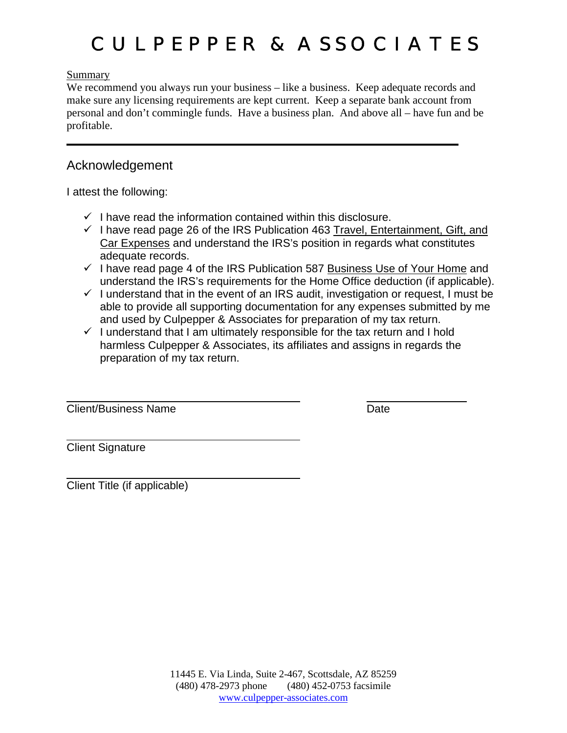# CULPEPPER & ASSOCIATES

Summary

We recommend you always run your business – like a business. Keep adequate records and make sure any licensing requirements are kept current. Keep a separate bank account from personal and don't commingle funds. Have a business plan. And above all – have fun and be profitable.

---

## Acknowledgement

I attest the following:

- ✓ I have read the information contained within this disclosure.
- ✓ I have read page 26 of the IRS Publication 463 Travel, Entertainment, Gift, and Car Expenses and understand the IRS's position in regards what constitutes adequate records.
- ✓ I have read page 4 of the IRS Publication 587 Business Use of Your Home and understand the IRS's requirements for the Home Office deduction (if applicable).
- ✓ I understand that in the event of an IRS audit, investigation or request, I must be able to provide all supporting documentation for any expenses submitted by me and used by Culpepper & Associates for preparation of my tax return.
- ✓ I understand that I am ultimately responsible for the tax return and I hold harmless Culpepper & Associates, its affiliates and assigns in regards the preparation of my tax return.

\_\_\_\_\_\_\_\_\_\_\_\_\_\_\_\_\_\_\_\_\_\_\_\_\_\_\_\_\_\_\_\_ \_\_\_\_\_\_\_\_\_\_\_\_\_\_\_\_
Client/Business Name Date

\_\_\_\_\_\_\_\_\_\_\_\_\_\_\_\_\_\_\_\_\_\_\_\_\_\_\_\_\_\_\_\_
Client Signature

\_\_\_\_\_\_\_\_\_\_\_\_\_\_\_\_\_\_\_\_\_\_\_\_\_\_\_\_\_\_\_\_
Client Title (if applicable)

11445 E. Via Linda, Suite 2-467, Scottsdale, AZ 85259
(480) 478-2973 phone (480) 452-0753 facsimile
www.culpepper-associates.com